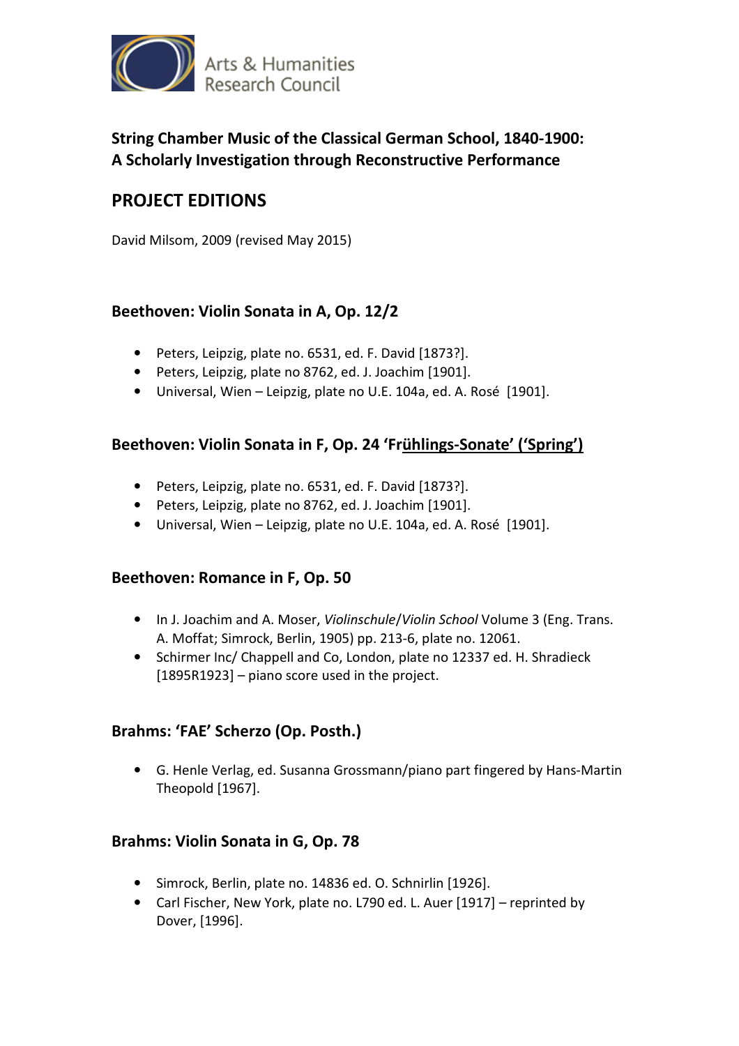Arts & Humanities
Research Council

**String Chamber Music of the Classical German School, 1840-1900: A Scholarly Investigation through Reconstructive Performance**

## PROJECT EDITIONS

David Milsom, 2009 (revised May 2015)

### Beethoven: Violin Sonata in A, Op. 12/2

- Peters, Leipzig, plate no. 6531, ed. F. David [1873?].
- Peters, Leipzig, plate no 8762, ed. J. Joachim [1901].
- Universal, Wien – Leipzig, plate no U.E. 104a, ed. A. Rosé [1901].

### Beethoven: Violin Sonata in F, Op. 24 'Frühlings-Sonate' ('Spring')

- Peters, Leipzig, plate no. 6531, ed. F. David [1873?].
- Peters, Leipzig, plate no 8762, ed. J. Joachim [1901].
- Universal, Wien – Leipzig, plate no U.E. 104a, ed. A. Rosé [1901].

### Beethoven: Romance in F, Op. 50

- In J. Joachim and A. Moser, *Violinschule*/*Violin School* Volume 3 (Eng. Trans. A. Moffat; Simrock, Berlin, 1905) pp. 213-6, plate no. 12061.
- Schirmer Inc/ Chappell and Co, London, plate no 12337 ed. H. Shradieck [1895R1923] – piano score used in the project.

### Brahms: 'FAE' Scherzo (Op. Posth.)

- G. Henle Verlag, ed. Susanna Grossmann/piano part fingered by Hans-Martin Theopold [1967].

### Brahms: Violin Sonata in G, Op. 78

- Simrock, Berlin, plate no. 14836 ed. O. Schnirlin [1926].
- Carl Fischer, New York, plate no. L790 ed. L. Auer [1917] – reprinted by Dover, [1996].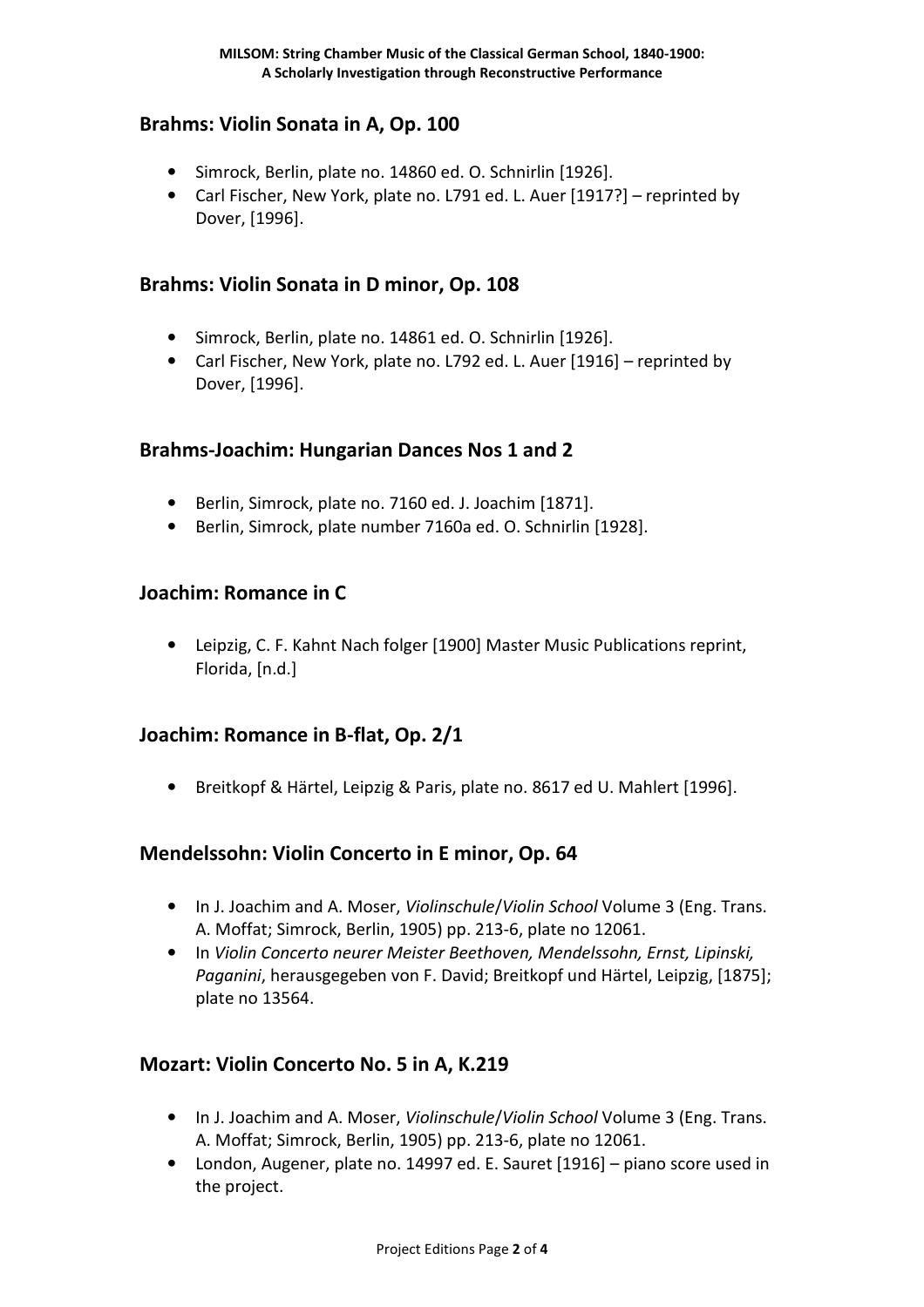## Brahms: Violin Sonata in A, Op. 100

- Simrock, Berlin, plate no. 14860 ed. O. Schnirlin [1926].
- Carl Fischer, New York, plate no. L791 ed. L. Auer [1917?] – reprinted by Dover, [1996].

## Brahms: Violin Sonata in D minor, Op. 108

- Simrock, Berlin, plate no. 14861 ed. O. Schnirlin [1926].
- Carl Fischer, New York, plate no. L792 ed. L. Auer [1916] – reprinted by Dover, [1996].

## Brahms-Joachim: Hungarian Dances Nos 1 and 2

- Berlin, Simrock, plate no. 7160 ed. J. Joachim [1871].
- Berlin, Simrock, plate number 7160a ed. O. Schnirlin [1928].

## Joachim: Romance in C

- Leipzig, C. F. Kahnt Nach folger [1900] Master Music Publications reprint, Florida, [n.d.]

## Joachim: Romance in B-flat, Op. 2/1

- Breitkopf & Härtel, Leipzig & Paris, plate no. 8617 ed U. Mahlert [1996].

## Mendelssohn: Violin Concerto in E minor, Op. 64

- In J. Joachim and A. Moser, *Violinschule*/*Violin School* Volume 3 (Eng. Trans. A. Moffat; Simrock, Berlin, 1905) pp. 213-6, plate no 12061.
- In *Violin Concerto neurer Meister Beethoven, Mendelssohn, Ernst, Lipinski, Paganini*, herausgegeben von F. David; Breitkopf und Härtel, Leipzig, [1875]; plate no 13564.

## Mozart: Violin Concerto No. 5 in A, K.219

- In J. Joachim and A. Moser, *Violinschule*/*Violin School* Volume 3 (Eng. Trans. A. Moffat; Simrock, Berlin, 1905) pp. 213-6, plate no 12061.
- London, Augener, plate no. 14997 ed. E. Sauret [1916] – piano score used in the project.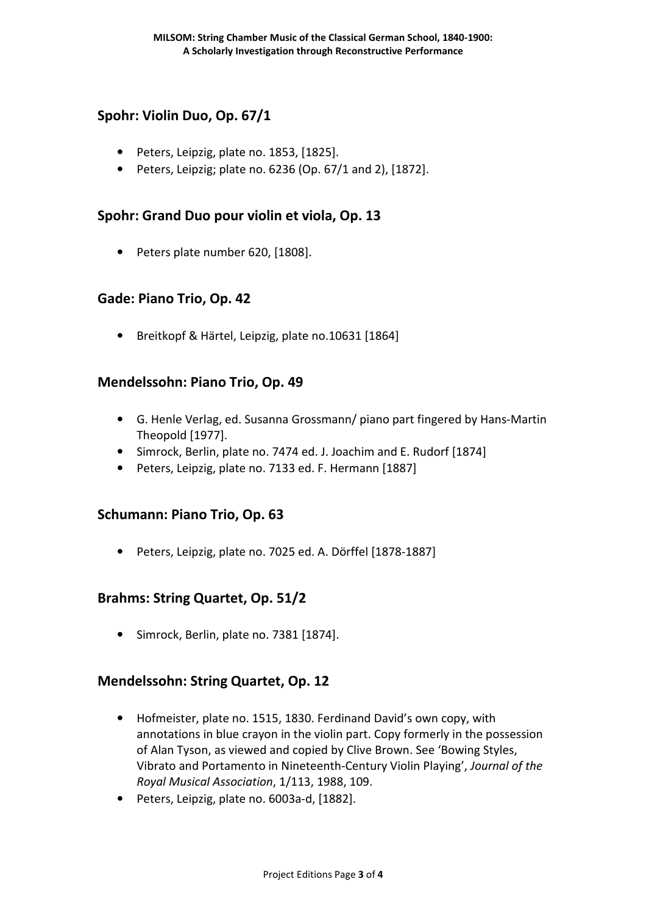## Spohr: Violin Duo, Op. 67/1

- Peters, Leipzig, plate no. 1853, [1825].
- Peters, Leipzig; plate no. 6236 (Op. 67/1 and 2), [1872].

## Spohr: Grand Duo pour violin et viola, Op. 13

- Peters plate number 620, [1808].

## Gade: Piano Trio, Op. 42

- Breitkopf & Härtel, Leipzig, plate no.10631 [1864]

## Mendelssohn: Piano Trio, Op. 49

- G. Henle Verlag, ed. Susanna Grossmann/ piano part fingered by Hans-Martin Theopold [1977].
- Simrock, Berlin, plate no. 7474 ed. J. Joachim and E. Rudorf [1874]
- Peters, Leipzig, plate no. 7133 ed. F. Hermann [1887]

## Schumann: Piano Trio, Op. 63

- Peters, Leipzig, plate no. 7025 ed. A. Dörffel [1878-1887]

## Brahms: String Quartet, Op. 51/2

- Simrock, Berlin, plate no. 7381 [1874].

## Mendelssohn: String Quartet, Op. 12

- Hofmeister, plate no. 1515, 1830. Ferdinand David's own copy, with annotations in blue crayon in the violin part. Copy formerly in the possession of Alan Tyson, as viewed and copied by Clive Brown. See 'Bowing Styles, Vibrato and Portamento in Nineteenth-Century Violin Playing', *Journal of the Royal Musical Association*, 1/113, 1988, 109.
- Peters, Leipzig, plate no. 6003a-d, [1882].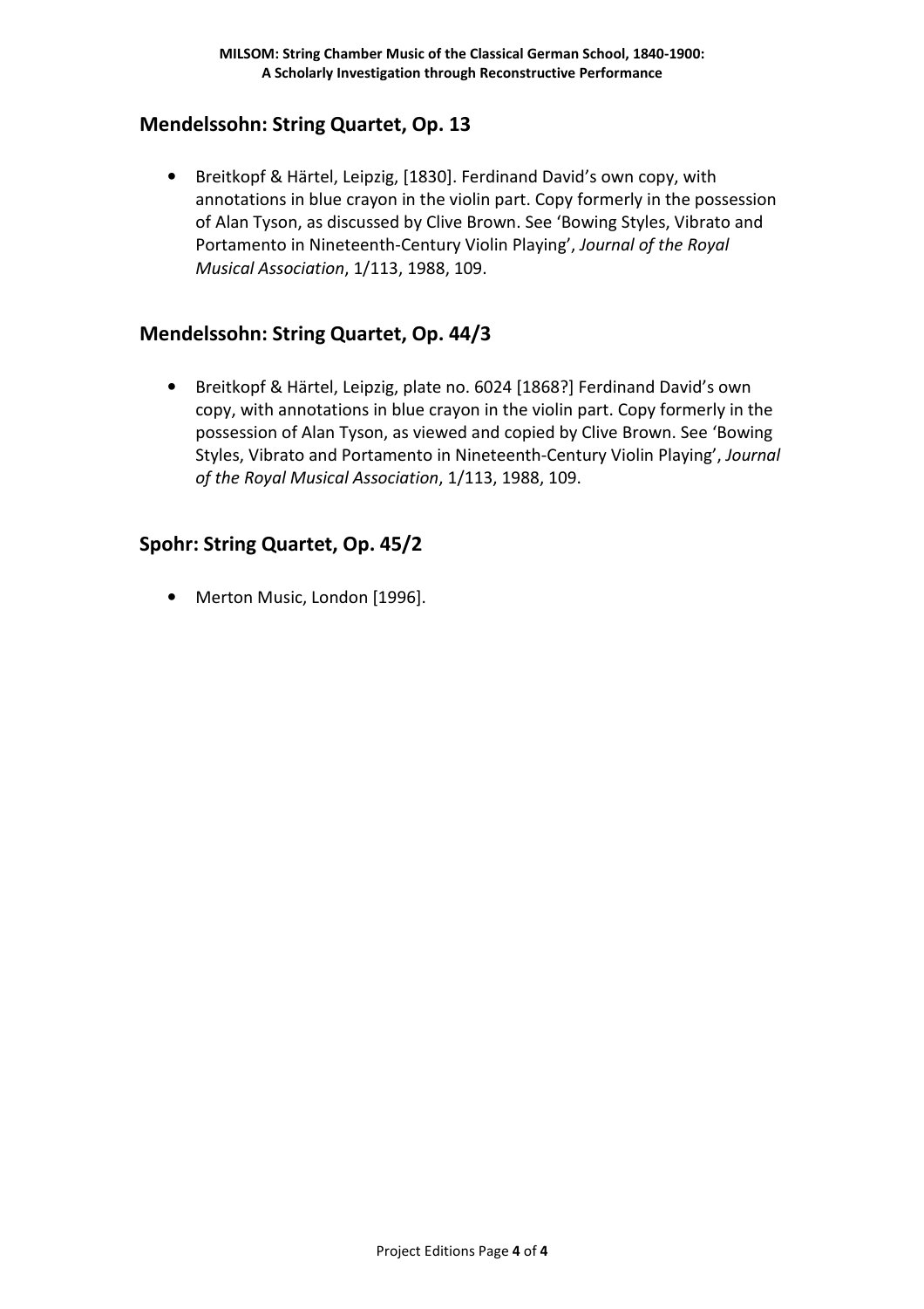## Mendelssohn: String Quartet, Op. 13

- Breitkopf & Härtel, Leipzig, [1830]. Ferdinand David's own copy, with annotations in blue crayon in the violin part. Copy formerly in the possession of Alan Tyson, as discussed by Clive Brown. See 'Bowing Styles, Vibrato and Portamento in Nineteenth-Century Violin Playing', *Journal of the Royal Musical Association*, 1/113, 1988, 109.

## Mendelssohn: String Quartet, Op. 44/3

- Breitkopf & Härtel, Leipzig, plate no. 6024 [1868?] Ferdinand David's own copy, with annotations in blue crayon in the violin part. Copy formerly in the possession of Alan Tyson, as viewed and copied by Clive Brown. See 'Bowing Styles, Vibrato and Portamento in Nineteenth-Century Violin Playing', *Journal of the Royal Musical Association*, 1/113, 1988, 109.

## Spohr: String Quartet, Op. 45/2

- Merton Music, London [1996].